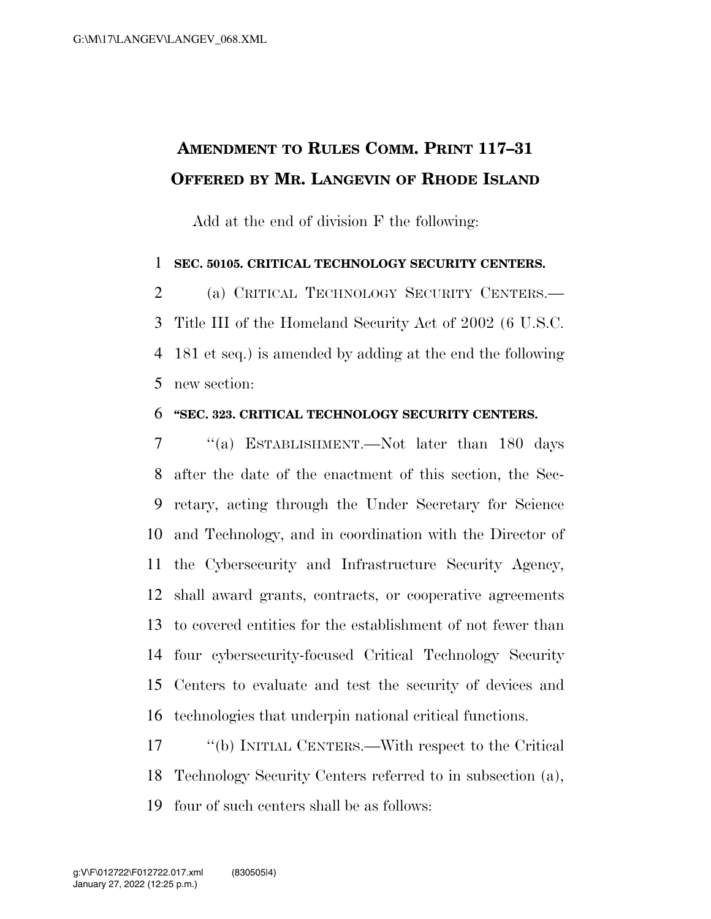# AMENDMENT TO RULES COMM. PRINT 117–31 OFFERED BY MR. LANGEVIN OF RHODE ISLAND

Add at the end of division F the following:

**SEC. 50105. CRITICAL TECHNOLOGY SECURITY CENTERS.**

(a) CRITICAL TECHNOLOGY SECURITY CENTERS.—Title III of the Homeland Security Act of 2002 (6 U.S.C. 181 et seq.) is amended by adding at the end the following new section:

**"SEC. 323. CRITICAL TECHNOLOGY SECURITY CENTERS.**

"(a) ESTABLISHMENT.—Not later than 180 days after the date of the enactment of this section, the Secretary, acting through the Under Secretary for Science and Technology, and in coordination with the Director of the Cybersecurity and Infrastructure Security Agency, shall award grants, contracts, or cooperative agreements to covered entities for the establishment of not fewer than four cybersecurity-focused Critical Technology Security Centers to evaluate and test the security of devices and technologies that underpin national critical functions.

"(b) INITIAL CENTERS.—With respect to the Critical Technology Security Centers referred to in subsection (a), four of such centers shall be as follows: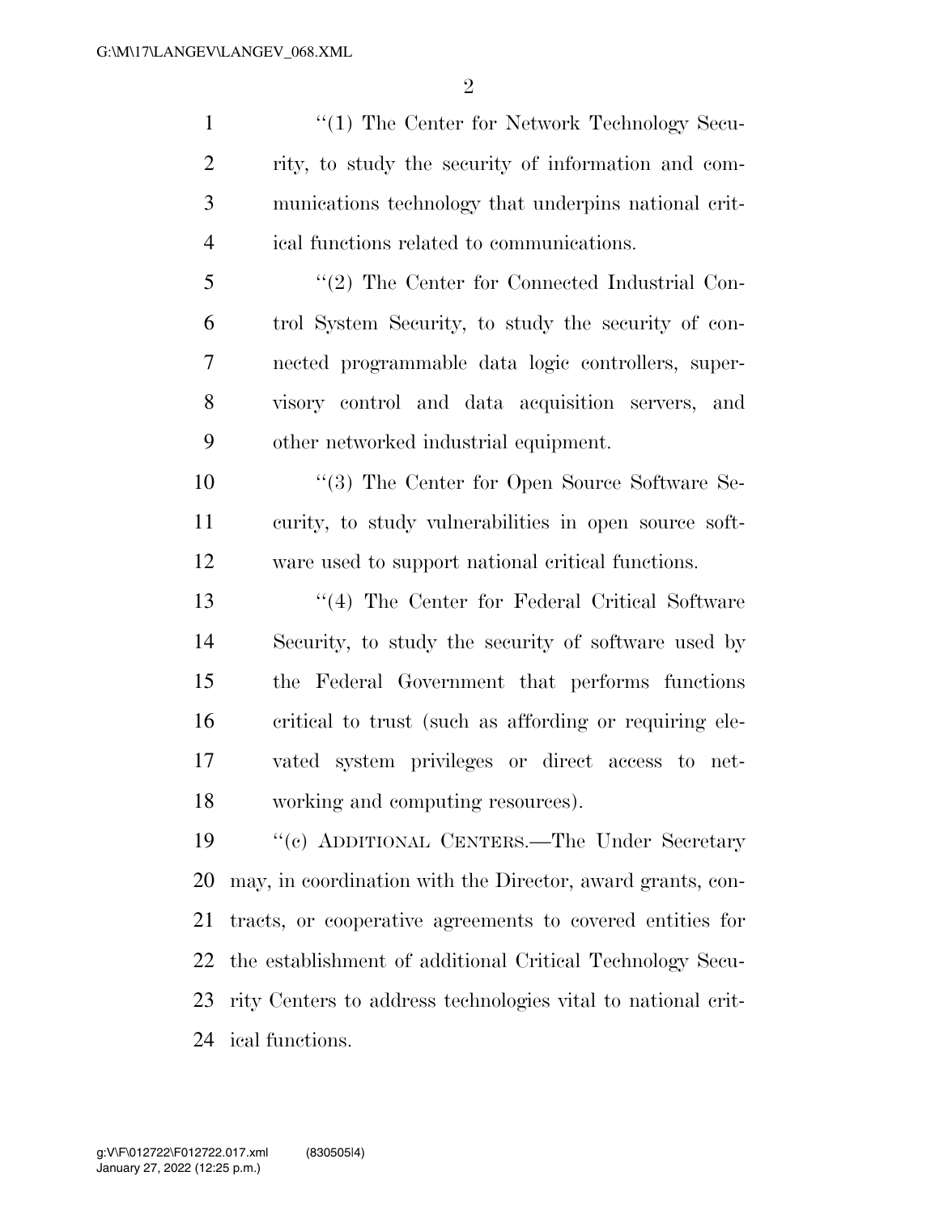''(1) The Center for Network Technology Security, to study the security of information and communications technology that underpins national critical functions related to communications.

''(2) The Center for Connected Industrial Control System Security, to study the security of connected programmable data logic controllers, supervisory control and data acquisition servers, and other networked industrial equipment.

''(3) The Center for Open Source Software Security, to study vulnerabilities in open source software used to support national critical functions.

''(4) The Center for Federal Critical Software Security, to study the security of software used by the Federal Government that performs functions critical to trust (such as affording or requiring elevated system privileges or direct access to networking and computing resources).

''(c) ADDITIONAL CENTERS.—The Under Secretary may, in coordination with the Director, award grants, contracts, or cooperative agreements to covered entities for the establishment of additional Critical Technology Security Centers to address technologies vital to national critical functions.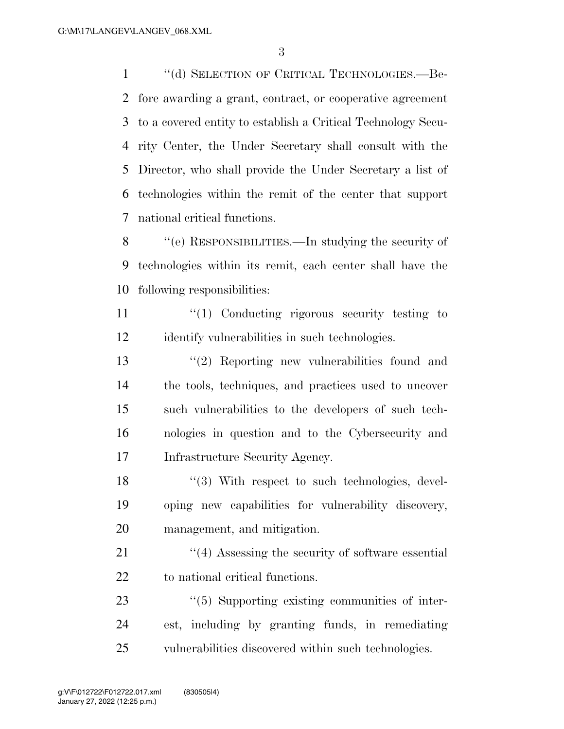"(d) SELECTION OF CRITICAL TECHNOLOGIES.—Before awarding a grant, contract, or cooperative agreement to a covered entity to establish a Critical Technology Security Center, the Under Secretary shall consult with the Director, who shall provide the Under Secretary a list of technologies within the remit of the center that support national critical functions.

"(e) RESPONSIBILITIES.—In studying the security of technologies within its remit, each center shall have the following responsibilities:

"(1) Conducting rigorous security testing to identify vulnerabilities in such technologies.

"(2) Reporting new vulnerabilities found and the tools, techniques, and practices used to uncover such vulnerabilities to the developers of such technologies in question and to the Cybersecurity and Infrastructure Security Agency.

"(3) With respect to such technologies, developing new capabilities for vulnerability discovery, management, and mitigation.

"(4) Assessing the security of software essential to national critical functions.

"(5) Supporting existing communities of interest, including by granting funds, in remediating vulnerabilities discovered within such technologies.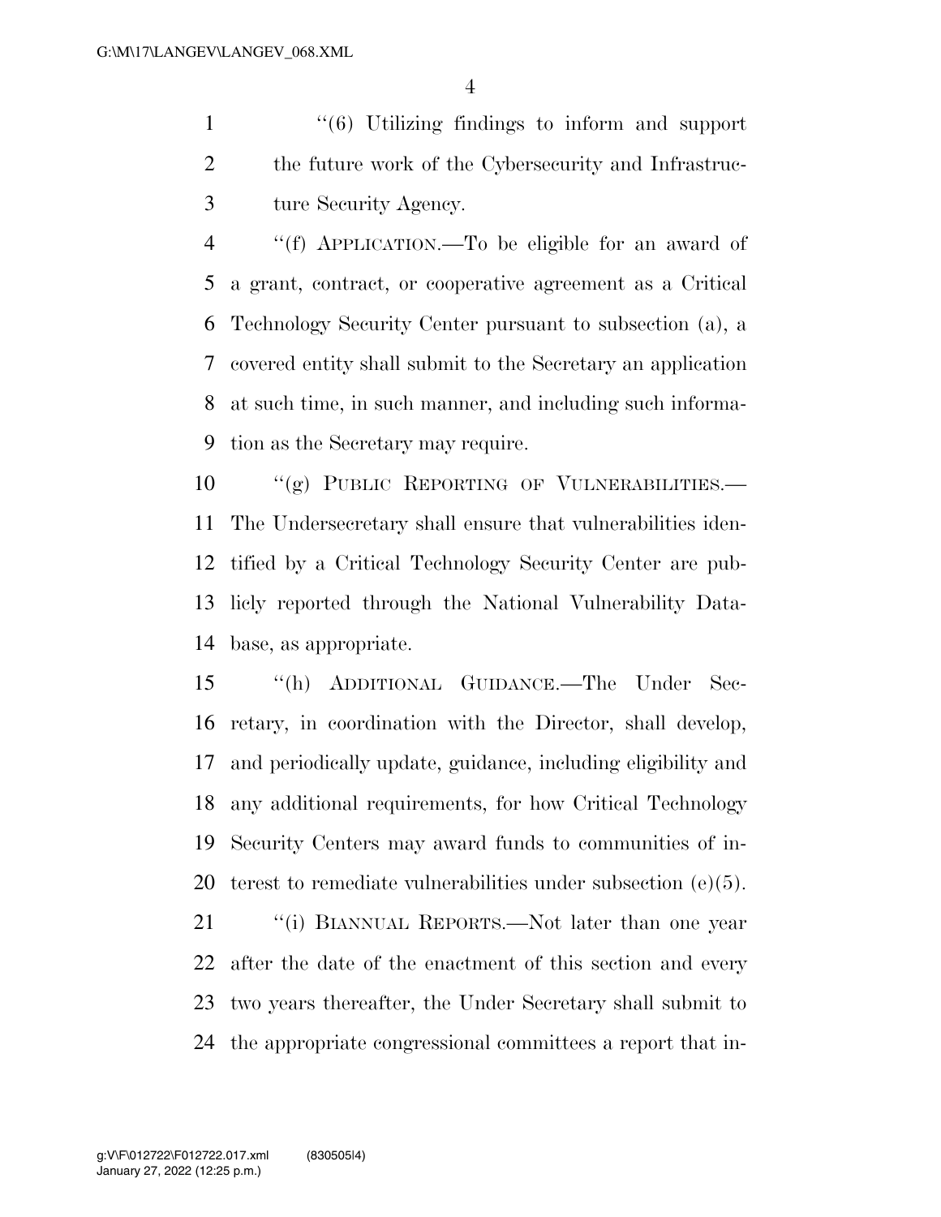''(6) Utilizing findings to inform and support the future work of the Cybersecurity and Infrastructure Security Agency.

''(f) APPLICATION.—To be eligible for an award of a grant, contract, or cooperative agreement as a Critical Technology Security Center pursuant to subsection (a), a covered entity shall submit to the Secretary an application at such time, in such manner, and including such information as the Secretary may require.

''(g) PUBLIC REPORTING OF VULNERABILITIES.—The Undersecretary shall ensure that vulnerabilities identified by a Critical Technology Security Center are publicly reported through the National Vulnerability Database, as appropriate.

''(h) ADDITIONAL GUIDANCE.—The Under Secretary, in coordination with the Director, shall develop, and periodically update, guidance, including eligibility and any additional requirements, for how Critical Technology Security Centers may award funds to communities of interest to remediate vulnerabilities under subsection (e)(5).

''(i) BIANNUAL REPORTS.—Not later than one year after the date of the enactment of this section and every two years thereafter, the Under Secretary shall submit to the appropriate congressional committees a report that in-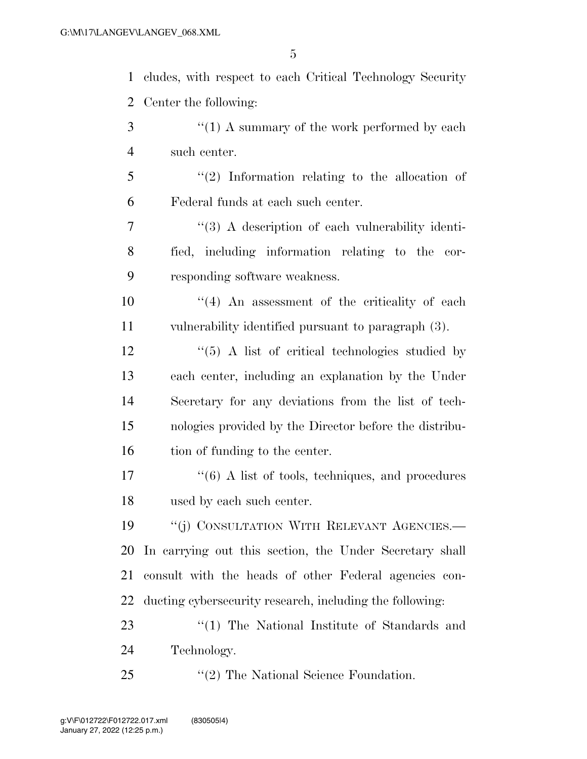cludes, with respect to each Critical Technology Security Center the following:

"(1) A summary of the work performed by each such center.

"(2) Information relating to the allocation of Federal funds at each such center.

"(3) A description of each vulnerability identified, including information relating to the corresponding software weakness.

"(4) An assessment of the criticality of each vulnerability identified pursuant to paragraph (3).

"(5) A list of critical technologies studied by each center, including an explanation by the Under Secretary for any deviations from the list of technologies provided by the Director before the distribution of funding to the center.

"(6) A list of tools, techniques, and procedures used by each such center.

"(j) CONSULTATION WITH RELEVANT AGENCIES.—In carrying out this section, the Under Secretary shall consult with the heads of other Federal agencies conducting cybersecurity research, including the following:

"(1) The National Institute of Standards and Technology.

"(2) The National Science Foundation.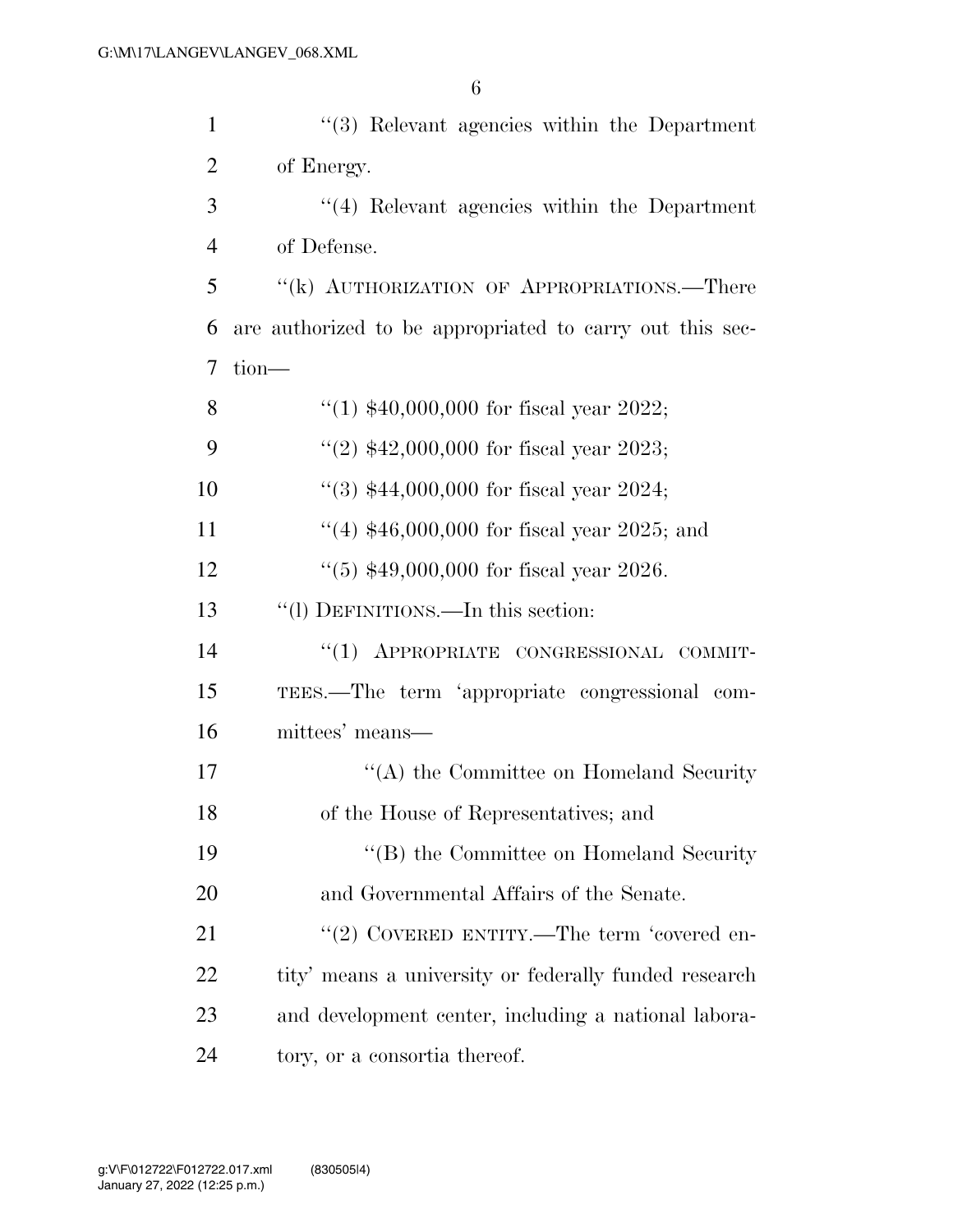"(3) Relevant agencies within the Department of Energy.

"(4) Relevant agencies within the Department of Defense.

"(k) AUTHORIZATION OF APPROPRIATIONS.—There are authorized to be appropriated to carry out this section—

"(1) $40,000,000 for fiscal year 2022;

"(2) $42,000,000 for fiscal year 2023;

"(3) $44,000,000 for fiscal year 2024;

"(4) $46,000,000 for fiscal year 2025; and

"(5) $49,000,000 for fiscal year 2026.

"(l) DEFINITIONS.—In this section:

"(1) APPROPRIATE CONGRESSIONAL COMMITTEES.—The term 'appropriate congressional committees' means—

"(A) the Committee on Homeland Security of the House of Representatives; and

"(B) the Committee on Homeland Security and Governmental Affairs of the Senate.

"(2) COVERED ENTITY.—The term 'covered entity' means a university or federally funded research and development center, including a national laboratory, or a consortia thereof.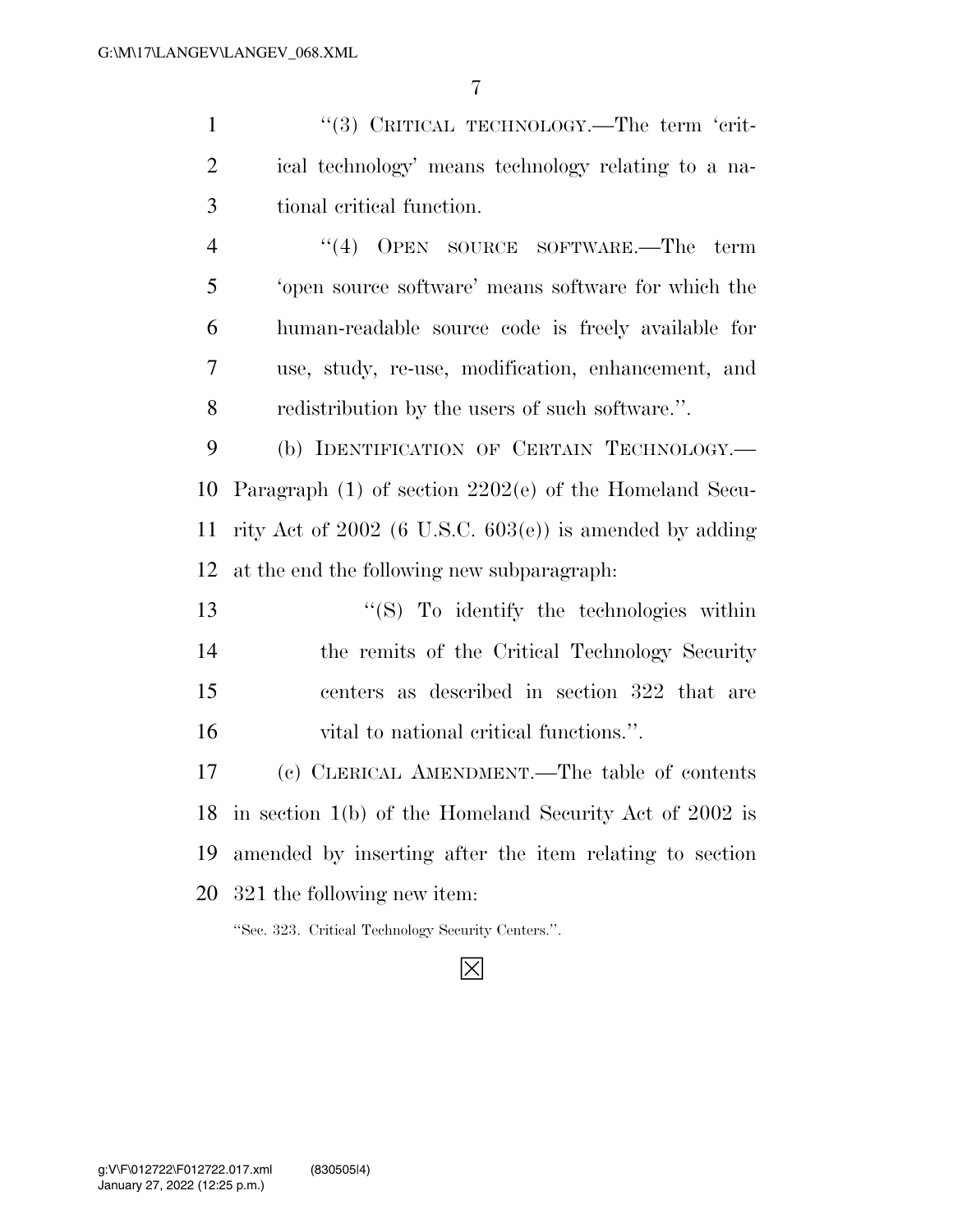"(3) CRITICAL TECHNOLOGY.—The term 'critical technology' means technology relating to a national critical function.

"(4) OPEN SOURCE SOFTWARE.—The term 'open source software' means software for which the human-readable source code is freely available for use, study, re-use, modification, enhancement, and redistribution by the users of such software.".

(b) IDENTIFICATION OF CERTAIN TECHNOLOGY.—Paragraph (1) of section 2202(e) of the Homeland Security Act of 2002 (6 U.S.C. 603(e)) is amended by adding at the end the following new subparagraph:

"(S) To identify the technologies within the remits of the Critical Technology Security centers as described in section 322 that are vital to national critical functions.".

(c) CLERICAL AMENDMENT.—The table of contents in section 1(b) of the Homeland Security Act of 2002 is amended by inserting after the item relating to section 321 the following new item:

"Sec. 323. Critical Technology Security Centers.".